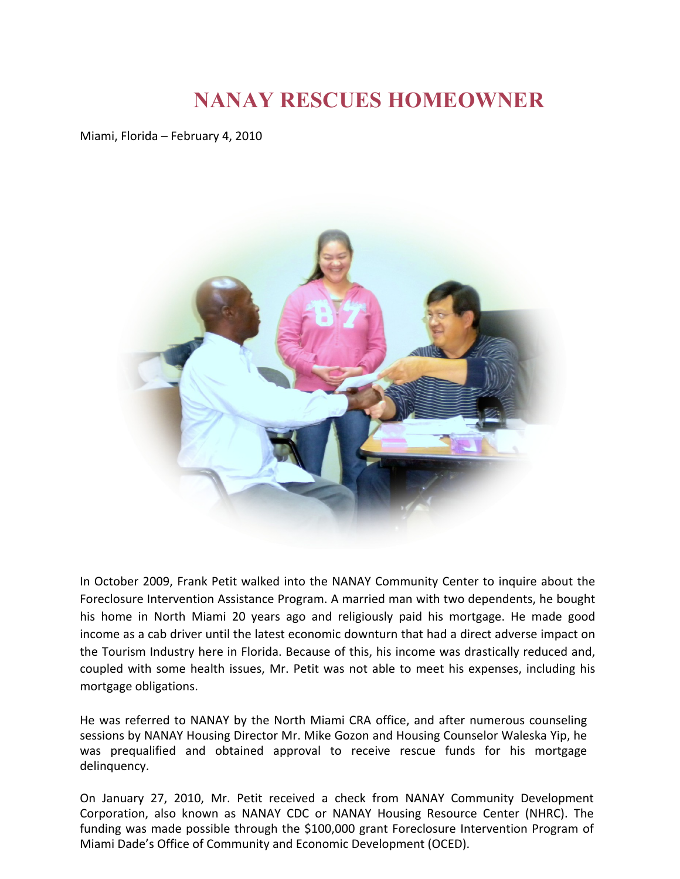# NANAY RESCUES HOMEOWNER

Miami, Florida – February 4, 2010

In October 2009, Frank Petit walked into the NANAY Community Center to inquire about the Foreclosure Intervention Assistance Program. A married man with two dependents, he bought his home in North Miami 20 years ago and religiously paid his mortgage. He made good income as a cab driver until the latest economic downturn that had a direct adverse impact on the Tourism Industry here in Florida. Because of this, his income was drastically reduced and, coupled with some health issues, Mr. Petit was not able to meet his expenses, including his mortgage obligations.

He was referred to NANAY by the North Miami CRA office, and after numerous counseling sessions by NANAY Housing Director Mr. Mike Gozon and Housing Counselor Waleska Yip, he was prequalified and obtained approval to receive rescue funds for his mortgage delinquency.

On January 27, 2010, Mr. Petit received a check from NANAY Community Development Corporation, also known as NANAY CDC or NANAY Housing Resource Center (NHRC). The funding was made possible through the $100,000 grant Foreclosure Intervention Program of Miami Dade's Office of Community and Economic Development (OCED).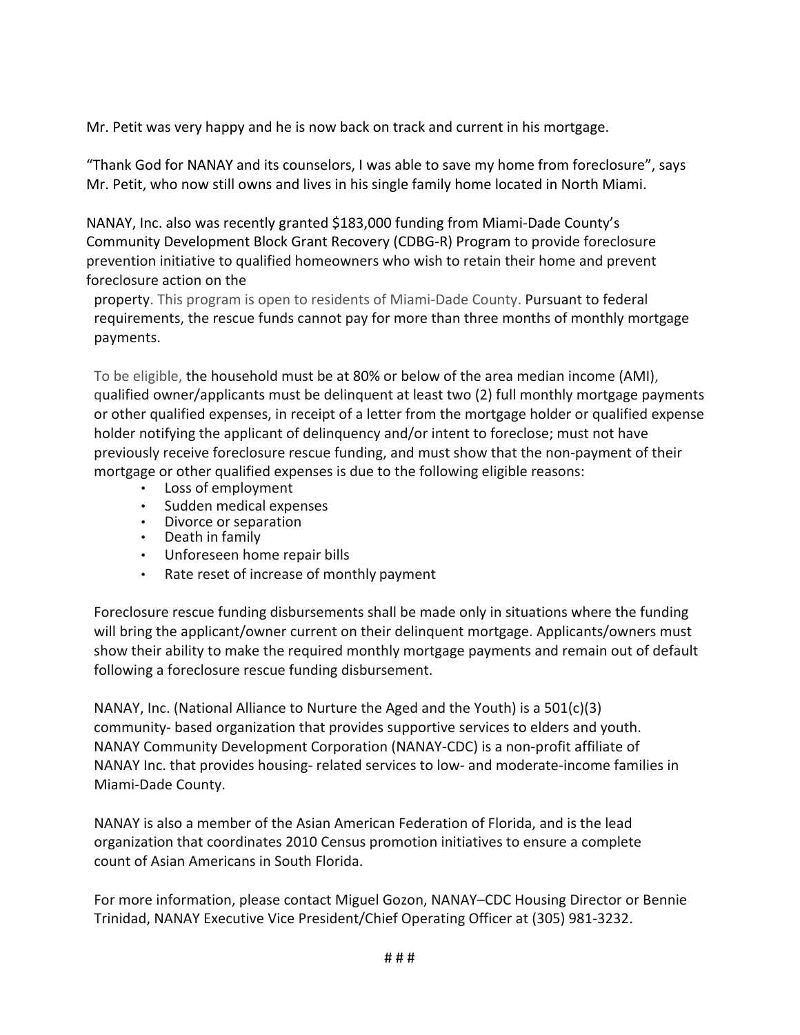Mr. Petit was very happy and he is now back on track and current in his mortgage.

“Thank God for NANAY and its counselors, I was able to save my home from foreclosure”, says Mr. Petit, who now still owns and lives in his single family home located in North Miami.

NANAY, Inc. also was recently granted $183,000 funding from Miami-Dade County’s Community Development Block Grant Recovery (CDBG-R) Program to provide foreclosure prevention initiative to qualified homeowners who wish to retain their home and prevent foreclosure action on the property. This program is open to residents of Miami-Dade County. Pursuant to federal requirements, the rescue funds cannot pay for more than three months of monthly mortgage payments.

To be eligible, the household must be at 80% or below of the area median income (AMI), qualified owner/applicants must be delinquent at least two (2) full monthly mortgage payments or other qualified expenses, in receipt of a letter from the mortgage holder or qualified expense holder notifying the applicant of delinquency and/or intent to foreclose; must not have previously receive foreclosure rescue funding, and must show that the non-payment of their mortgage or other qualified expenses is due to the following eligible reasons:

- Loss of employment
- Sudden medical expenses
- Divorce or separation
- Death in family
- Unforeseen home repair bills
- Rate reset of increase of monthly payment

Foreclosure rescue funding disbursements shall be made only in situations where the funding will bring the applicant/owner current on their delinquent mortgage. Applicants/owners must show their ability to make the required monthly mortgage payments and remain out of default following a foreclosure rescue funding disbursement.

NANAY, Inc. (National Alliance to Nurture the Aged and the Youth) is a 501(c)(3) community- based organization that provides supportive services to elders and youth. NANAY Community Development Corporation (NANAY-CDC) is a non-profit affiliate of NANAY Inc. that provides housing- related services to low- and moderate-income families in Miami-Dade County.

NANAY is also a member of the Asian American Federation of Florida, and is the lead organization that coordinates 2010 Census promotion initiatives to ensure a complete count of Asian Americans in South Florida.

For more information, please contact Miguel Gozon, NANAY–CDC Housing Director or Bennie Trinidad, NANAY Executive Vice President/Chief Operating Officer at (305) 981-3232.

# # #